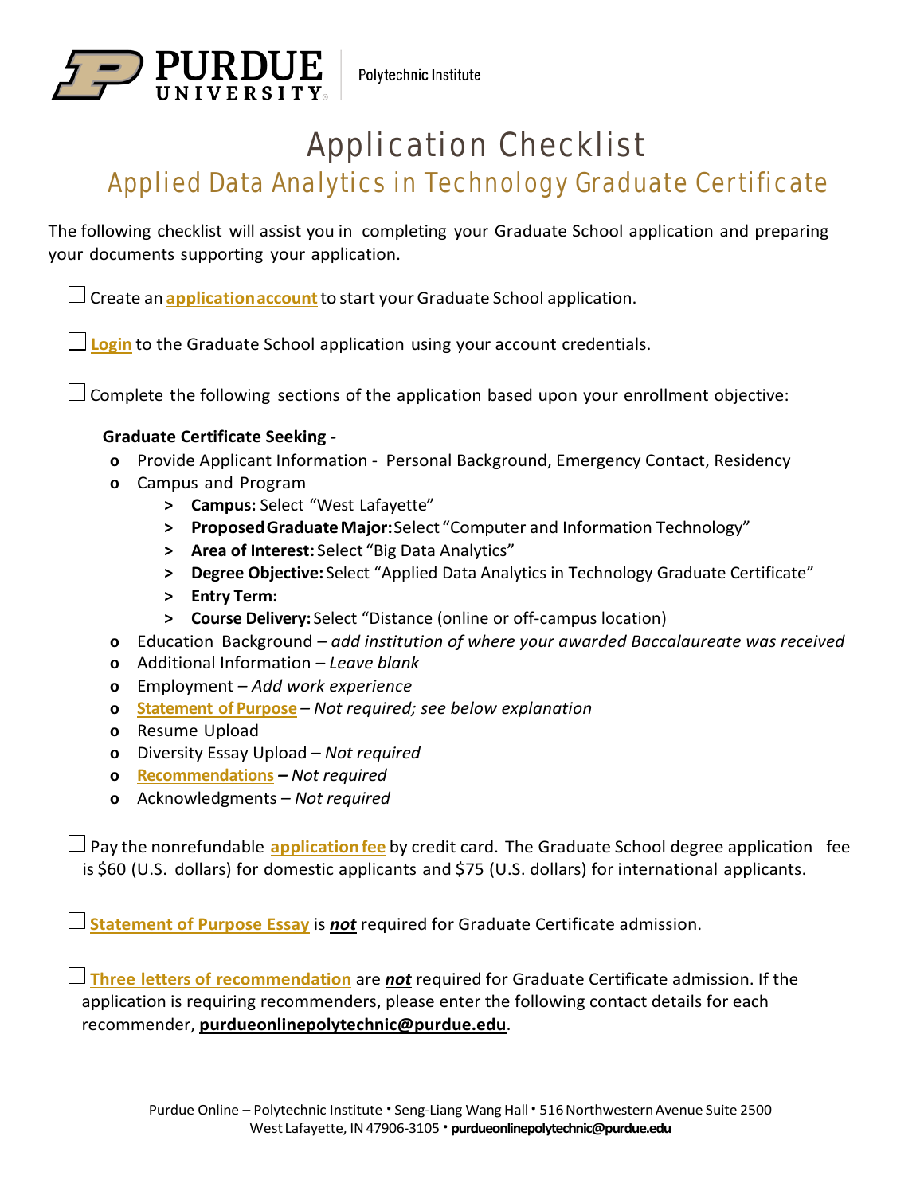PURDUE UNIVERSITY | Polytechnic Institute

# Application Checklist

## Applied Data Analytics in Technology Graduate Certificate

The following checklist will assist you in completing your Graduate School application and preparing your documents supporting your application.

☐ Create an **application account** to start your Graduate School application.

☐ **Login** to the Graduate School application using your account credentials.

☐ Complete the following sections of the application based upon your enrollment objective:

**Graduate Certificate Seeking -**

- Provide Applicant Information - Personal Background, Emergency Contact, Residency
- Campus and Program
  - **Campus:** Select "West Lafayette"
  - **Proposed Graduate Major:** Select "Computer and Information Technology"
  - **Area of Interest:** Select "Big Data Analytics"
  - **Degree Objective:** Select "Applied Data Analytics in Technology Graduate Certificate"
  - **Entry Term:**
  - **Course Delivery:** Select "Distance (online or off-campus location)
- Education Background – *add institution of where your awarded Baccalaureate was received*
- Additional Information – *Leave blank*
- Employment – *Add work experience*
- **Statement of Purpose** – *Not required; see below explanation*
- Resume Upload
- Diversity Essay Upload – *Not required*
- **Recommendations** – *Not required*
- Acknowledgments – *Not required*

☐ Pay the nonrefundable **application fee** by credit card. The Graduate School degree application fee is $60 (U.S. dollars) for domestic applicants and $75 (U.S. dollars) for international applicants.

☐ **Statement of Purpose Essay** is ***not*** required for Graduate Certificate admission.

☐ **Three letters of recommendation** are ***not*** required for Graduate Certificate admission. If the application is requiring recommenders, please enter the following contact details for each recommender, **purdueonlinepolytechnic@purdue.edu**.

Purdue Online – Polytechnic Institute • Seng-Liang Wang Hall • 516 Northwestern Avenue Suite 2500
West Lafayette, IN 47906-3105 • **purdueonlinepolytechnic@purdue.edu**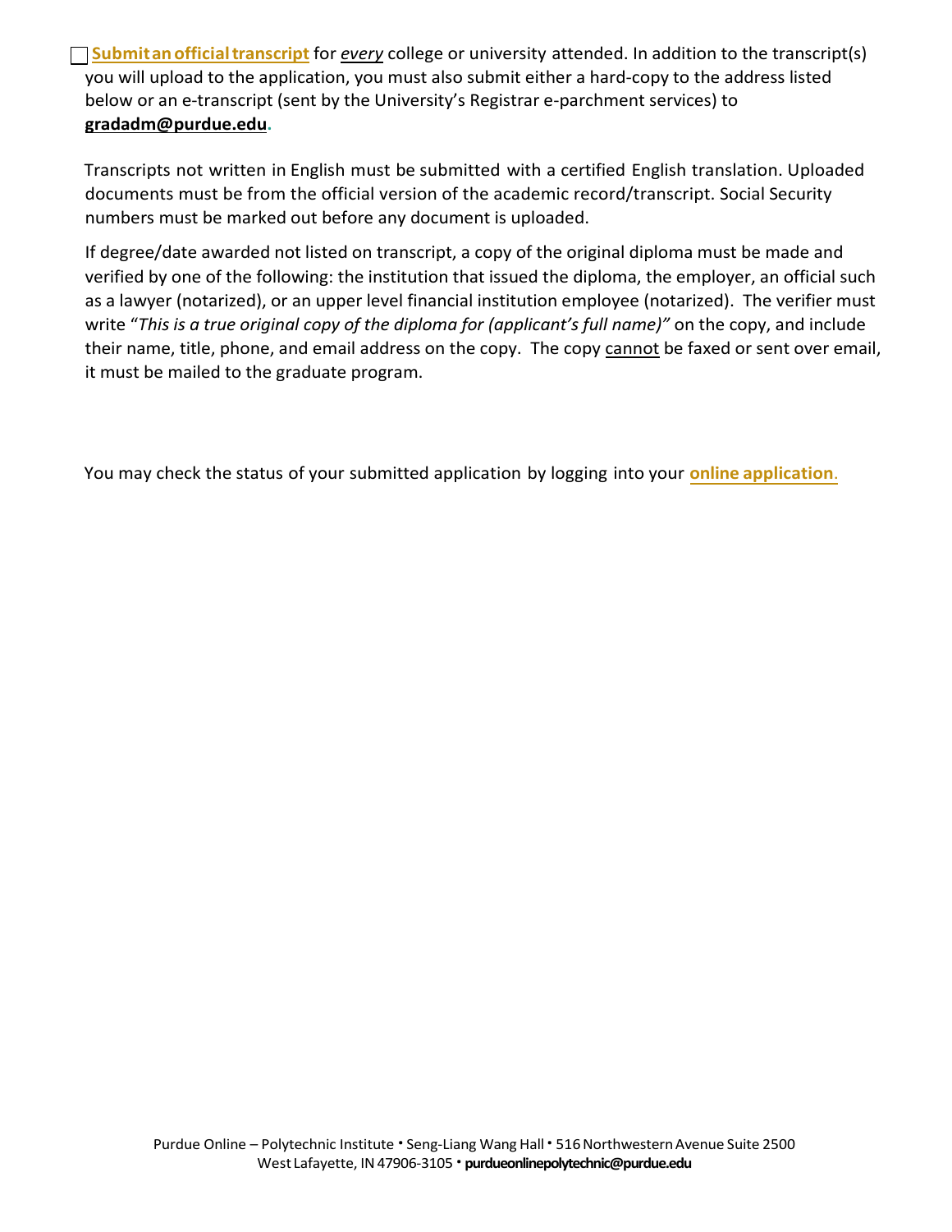- [ ] **Submit an official transcript** for *every* college or university attended. In addition to the transcript(s) you will upload to the application, you must also submit either a hard-copy to the address listed below or an e-transcript (sent by the University's Registrar e-parchment services) to **gradadm@purdue.edu**.

Transcripts not written in English must be submitted with a certified English translation. Uploaded documents must be from the official version of the academic record/transcript. Social Security numbers must be marked out before any document is uploaded.

If degree/date awarded not listed on transcript, a copy of the original diploma must be made and verified by one of the following: the institution that issued the diploma, the employer, an official such as a lawyer (notarized), or an upper level financial institution employee (notarized). The verifier must write "*This is a true original copy of the diploma for (applicant's full name)*" on the copy, and include their name, title, phone, and email address on the copy. The copy cannot be faxed or sent over email, it must be mailed to the graduate program.

You may check the status of your submitted application by logging into your **online application**.

Purdue Online – Polytechnic Institute • Seng-Liang Wang Hall • 516 Northwestern Avenue Suite 2500
West Lafayette, IN 47906-3105 • **purdueonlinepolytechnic@purdue.edu**